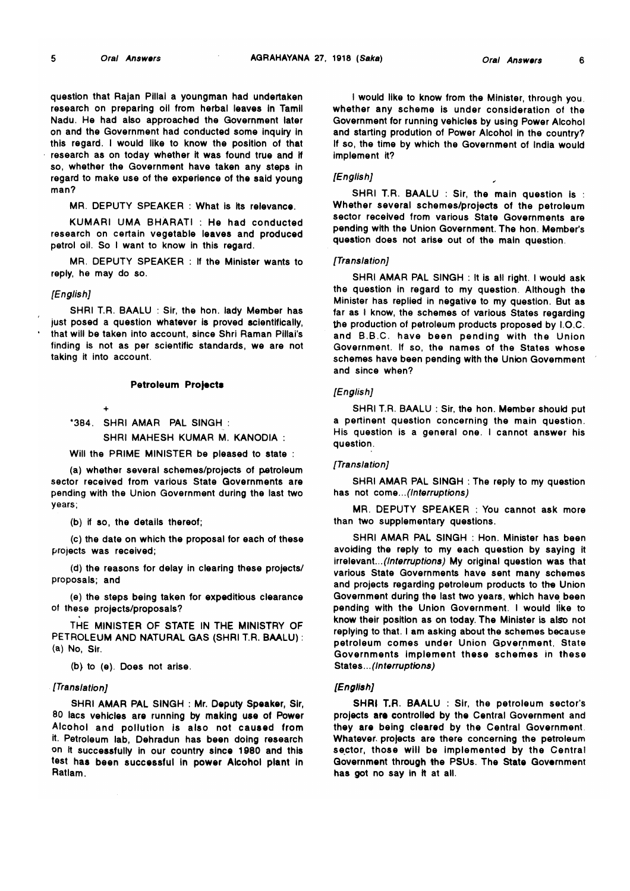question that Rajan Pillai a youngman had undertaken research on preparing oil from herbal leaves in Tamil Nadu. He had also approached the Government later on and the Government had conducted some inquiry in this regard. I would like to know the position of that research as on today whether it was found true and if so, whether the Government have taken any steps in regard to make use of the experience of the said young man?

MR. DEPUTY SPEAKER : What is its relevance.

KUMARI UMA BHARATI : He had conducted research on certain vegetable leaves and produced petrol oil. So I want to know in this regard.

MR. DEPUTY SPEAKER : If the Minister wants to reply, he may do so.

*[English]*

SHRI T.R. BAALU : Sir, the hon. lady Member has just posed a question whatever is proved scientifically, that will be taken into account, since Shri Raman Pillai's finding is not as per scientific standards, we are not taking it into account.

### Petroleum Projects

+

*384. SHRI AMAR PAL SINGH :

SHRI MAHESH KUMAR M. KANODIA :

Will the PRIME MINISTER be pleased to state :

(a) whether several schemes/projects of petroleum sector received from various State Governments are pending with the Union Government during the last two years;

(b) if so, the details thereof;

(c) the date on which the proposal for each of these projects was received;

(d) the reasons for delay in clearing these projects/ proposals; and

(e) the steps being taken for expeditious clearance of these projects/proposals?

THE MINISTER OF STATE IN THE MINISTRY OF PETROLEUM AND NATURAL GAS (SHRI T.R. BAALU) : (a) No, Sir.

(b) to (e). Does not arise.

*[Translation]*

SHRI AMAR PAL SINGH : Mr. Deputy Speaker, Sir, 80 lacs vehicles are running by making use of Power Alcohol and pollution is also not caused from it. Petroleum lab, Dehradun has been doing research on it successfully in our country since 1980 and this test has been successful in power Alcohol plant in Ratlam.

I would like to know from the Minister, through you, whether any scheme is under consideration of the Government for running vehicles by using Power Alcohol and starting prodution of Power Alcohol in the country? If so, the time by which the Government of India would implement it?

*[English]*

SHRI T.R. BAALU : Sir, the main question is : Whether several schemes/projects of the petroleum sector received from various State Governments are pending with the Union Government. The hon. Member's question does not arise out of the main question.

*[Translation]*

SHRI AMAR PAL SINGH : It is all right. I would ask the question in regard to my question. Although the Minister has replied in negative to my question. But as far as I know, the schemes of various States regarding the production of petroleum products proposed by I.O.C. and B.B.C. have been pending with the Union Government. If so, the names of the States whose schemes have been pending with the Union Government and since when?

*[English]*

SHRI T.R. BAALU : Sir, the hon. Member should put a pertinent question concerning the main question. His question is a general one. I cannot answer his question.

*[Translation]*

SHRI AMAR PAL SINGH : The reply to my question has not come...*(Interruptions)*

MR. DEPUTY SPEAKER : You cannot ask more than two supplementary questions.

SHRI AMAR PAL SINGH : Hon. Minister has been avoiding the reply to my each question by saying it irrelevant...*(Interruptions)* My original question was that various State Governments have sent many schemes and projects regarding petroleum products to the Union Government during the last two years, which have been pending with the Union Government. I would like to know their position as on today. The Minister is also not replying to that. I am asking about the schemes because petroleum comes under Union Government, State Governments implement these schemes in these States...*(Interruptions)*

*[English]*

SHRI T.R. BAALU : Sir, the petroleum sector's projects are controlled by the Central Government and they are being cleared by the Central Government. Whatever projects are there concerning the petroleum sector, those will be implemented by the Central Government through the PSUs. The State Government has got no say in it at all.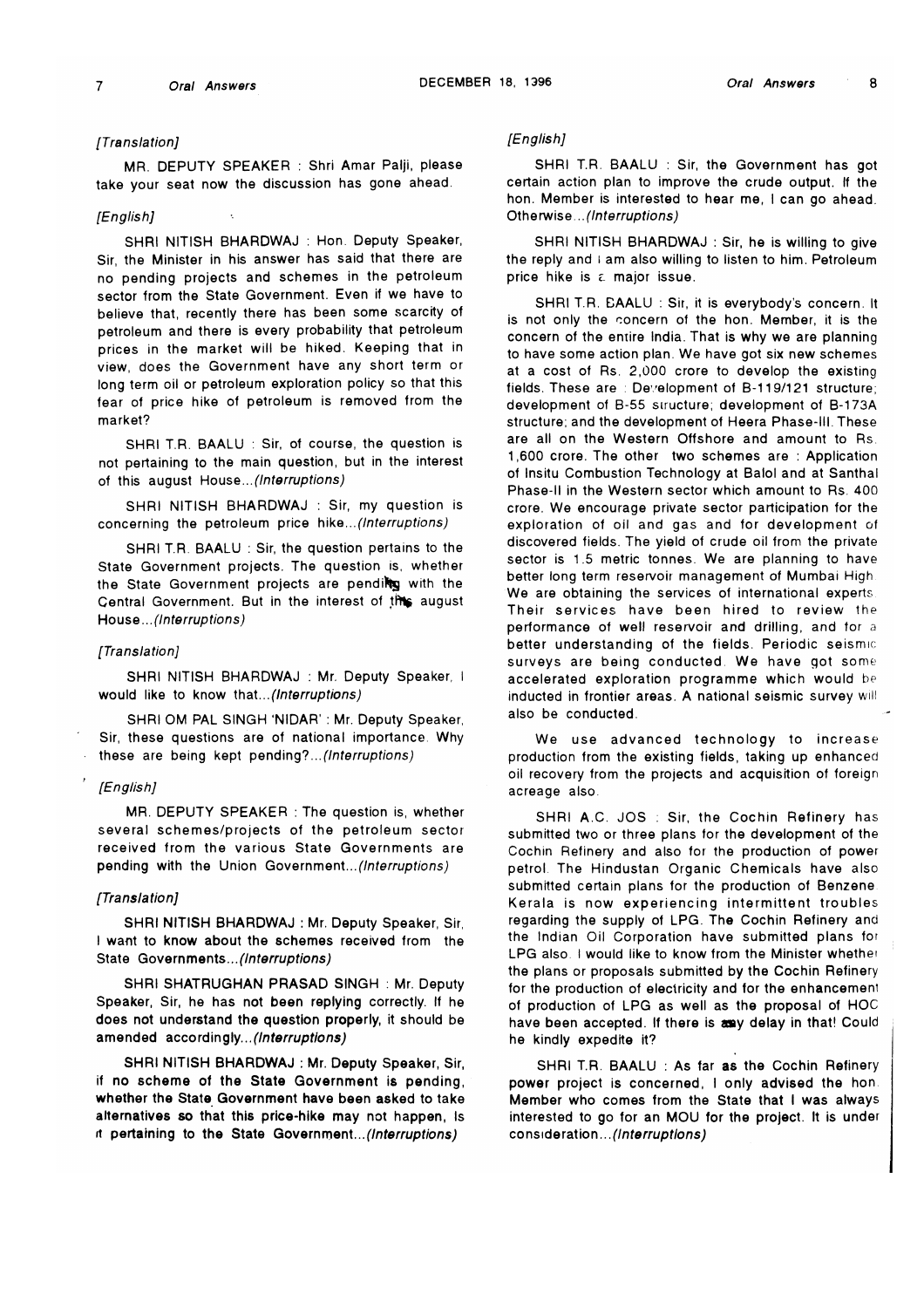*[Translation]*

MR. DEPUTY SPEAKER : Shri Amar Palji, please take your seat now the discussion has gone ahead.

*[English]*

SHRI NITISH BHARDWAJ : Hon. Deputy Speaker, Sir, the Minister in his answer has said that there are no pending projects and schemes in the petroleum sector from the State Government. Even if we have to believe that, recently there has been some scarcity of petroleum and there is every probability that petroleum prices in the market will be hiked. Keeping that in view, does the Government have any short term or long term oil or petroleum exploration policy so that this fear of price hike of petroleum is removed from the market?

SHRI T.R. BAALU : Sir, of course, the question is not pertaining to the main question, but in the interest of this august House...*(Interruptions)*

SHRI NITISH BHARDWAJ : Sir, my question is concerning the petroleum price hike...*(Interruptions)*

SHRI T.R. BAALU : Sir, the question pertains to the State Government projects. The question is, whether the State Government projects are pending with the Central Government. But in the interest of this august House...*(Interruptions)*

*[Translation]*

SHRI NITISH BHARDWAJ : Mr. Deputy Speaker, I would like to know that...*(Interruptions)*

SHRI OM PAL SINGH 'NIDAR' : Mr. Deputy Speaker, Sir, these questions are of national importance. Why these are being kept pending?...*(Interruptions)*

*[English]*

MR. DEPUTY SPEAKER : The question is, whether several schemes/projects of the petroleum sector received from the various State Governments are pending with the Union Government...*(Interruptions)*

*[Translation]*

SHRI NITISH BHARDWAJ : Mr. Deputy Speaker, Sir, I want to know about the schemes received from the State Governments...*(Interruptions)*

SHRI SHATRUGHAN PRASAD SINGH : Mr. Deputy Speaker, Sir, he has not been replying correctly. If he does not understand the question properly, it should be amended accordingly...*(Interruptions)*

SHRI NITISH BHARDWAJ : Mr. Deputy Speaker, Sir, if no scheme of the State Government is pending, whether the State Government have been asked to take alternatives so that this price-hike may not happen, Is it pertaining to the State Government...*(Interruptions)*

*[English]*

SHRI T.R. BAALU : Sir, the Government has got certain action plan to improve the crude output. If the hon. Member is interested to hear me, I can go ahead. Otherwise...*(Interruptions)*

SHRI NITISH BHARDWAJ : Sir, he is willing to give the reply and I am also willing to listen to him. Petroleum price hike is a major issue.

SHRI T.R. BAALU : Sir, it is everybody's concern. It is not only the concern of the hon. Member, it is the concern of the entire India. That is why we are planning to have some action plan. We have got six new schemes at a cost of Rs. 2,000 crore to develop the existing fields. These are : Development of B-119/121 structure; development of B-55 structure; development of B-173A structure; and the development of Heera Phase-III. These are all on the Western Offshore and amount to Rs. 1,600 crore. The other two schemes are : Application of Insitu Combustion Technology at Balol and at Santhal Phase-II in the Western sector which amount to Rs. 400 crore. We encourage private sector participation for the exploration of oil and gas and for development of discovered fields. The yield of crude oil from the private sector is 1.5 metric tonnes. We are planning to have better long term reservoir management of Mumbai High. We are obtaining the services of international experts. Their services have been hired to review the performance of well reservoir and drilling, and for a better understanding of the fields. Periodic seismic surveys are being conducted. We have got some accelerated exploration programme which would be inducted in frontier areas. A national seismic survey will also be conducted.

We use advanced technology to increase production from the existing fields, taking up enhanced oil recovery from the projects and acquisition of foreign acreage also.

SHRI A.C. JOS : Sir, the Cochin Refinery has submitted two or three plans for the development of the Cochin Refinery and also for the production of power petrol. The Hindustan Organic Chemicals have also submitted certain plans for the production of Benzene. Kerala is now experiencing intermittent troubles regarding the supply of LPG. The Cochin Refinery and the Indian Oil Corporation have submitted plans for LPG also. I would like to know from the Minister whether the plans or proposals submitted by the Cochin Refinery for the production of electricity and for the enhancement of production of LPG as well as the proposal of HOC have been accepted. If there is any delay in that! Could he kindly expedite it?

SHRI T.R. BAALU : As far as the Cochin Refinery power project is concerned, I only advised the hon. Member who comes from the State that I was always interested to go for an MOU for the project. It is under consideration...*(Interruptions)*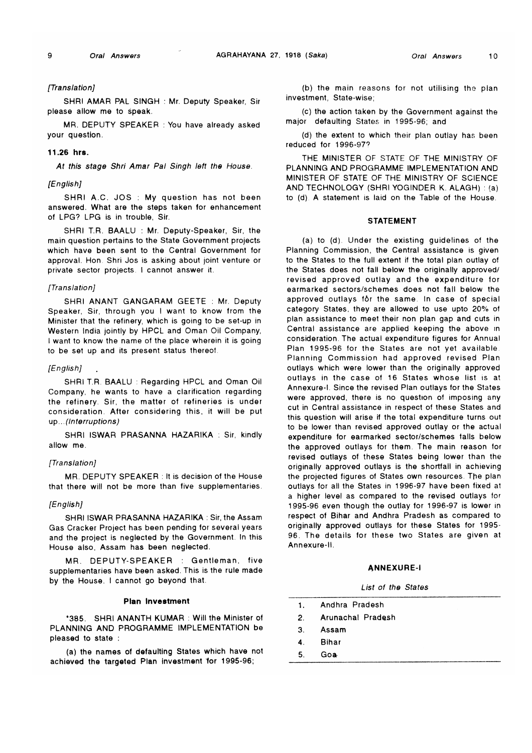*[Translation]*

SHRI AMAR PAL SINGH : Mr. Deputy Speaker, Sir please allow me to speak.

MR. DEPUTY SPEAKER : You have already asked your question.

**11.26 hrs.**

*At this stage Shri Amar Pal Singh left the House.*

*[English]*

SHRI A.C. JOS : My question has not been answered. What are the steps taken for enhancement of LPG? LPG is in trouble, Sir.

SHRI T.R. BAALU : Mr. Deputy-Speaker, Sir, the main question pertains to the State Government projects which have been sent to the Central Government for approval. Hon. Shri Jos is asking about joint venture or private sector projects. I cannot answer it.

*[Translation]*

SHRI ANANT GANGARAM GEETE : Mr. Deputy Speaker, Sir, through you I want to know from the Minister that the refinery, which is going to be set-up in Western India jointly by HPCL and Oman Oil Company, I want to know the name of the place wherein it is going to be set up and its present status thereof.

*[English]*

SHRI T.R. BAALU : Regarding HPCL and Oman Oil Company, he wants to have a clarification regarding the refinery. Sir, the matter of refineries is under consideration. After considering this, it will be put up...*(Interruptions)*

SHRI ISWAR PRASANNA HAZARIKA : Sir, kindly allow me.

*[Translation]*

MR. DEPUTY SPEAKER : It is decision of the House that there will not be more than five supplementaries.

*[English]*

SHRI ISWAR PRASANNA HAZARIKA : Sir, the Assam Gas Cracker Project has been pending for several years and the project is neglected by the Government. In this House also, Assam has been neglected.

MR. DEPUTY-SPEAKER : Gentleman, five supplementaries have been asked. This is the rule made by the House. I cannot go beyond that.

### Plan Investment

*385. SHRI ANANTH KUMAR : Will the Minister of PLANNING AND PROGRAMME IMPLEMENTATION be pleased to state :

(a) the names of defaulting States which have not achieved the targeted Plan investment for 1995-96;

(b) the main reasons for not utilising the plan investment, State-wise;

(c) the action taken by the Government against the major defaulting States in 1995-96; and

(d) the extent to which their plan outlay has been reduced for 1996-97?

THE MINISTER OF STATE OF THE MINISTRY OF PLANNING AND PROGRAMME IMPLEMENTATION AND MINISTER OF STATE OF THE MINISTRY OF SCIENCE AND TECHNOLOGY (SHRI YOGINDER K. ALAGH) : (a) to (d). A statement is laid on the Table of the House.

### STATEMENT

(a) to (d). Under the existing guidelines of the Planning Commission, the Central assistance is given to the States to the full extent if the total plan outlay of the States does not fall below the originally approved/revised approved outlay and the expenditure for earmarked sectors/schemes does not fall below the approved outlays fðr the same. In case of special category States, they are allowed to use upto 20% of plan assistance to meet their non plan gap and cuts in Central assistance are applied keeping the above in consideration. The actual expenditure figures for Annual Plan 1995-96 for the States are not yet available. Planning Commission had approved revised Plan outlays which were lower than the originally approved outlays in the case of 16 States whose list is at Annexure-I. Since the revised Plan outlays for the States were approved, there is no question of imposing any cut in Central assistance in respect of these States and this question will arise if the total expenditure turns out to be lower than revised approved outlay or the actual expenditure for earmarked sector/schemes falls below the approved outlays for them. The main reason for revised outlays of these States being lower than the originally approved outlays is the shortfall in achieving the projected figures of States own resources. The plan outlays for all the States in 1996-97 have been fixed at a higher level as compared to the revised outlays for 1995-96 even though the outlay for 1996-97 is lower in respect of Bihar and Andhra Pradesh as compared to originally approved outlays for these States for 1995-96. The details for these two States are given at Annexure-II.

### ANNEXURE-I

*List of the States*

| | |
|---|---|
| 1. | Andhra Pradesh |
| 2. | Arunachal Pradesh |
| 3. | Assam |
| 4. | Bihar |
| 5. | Goa |